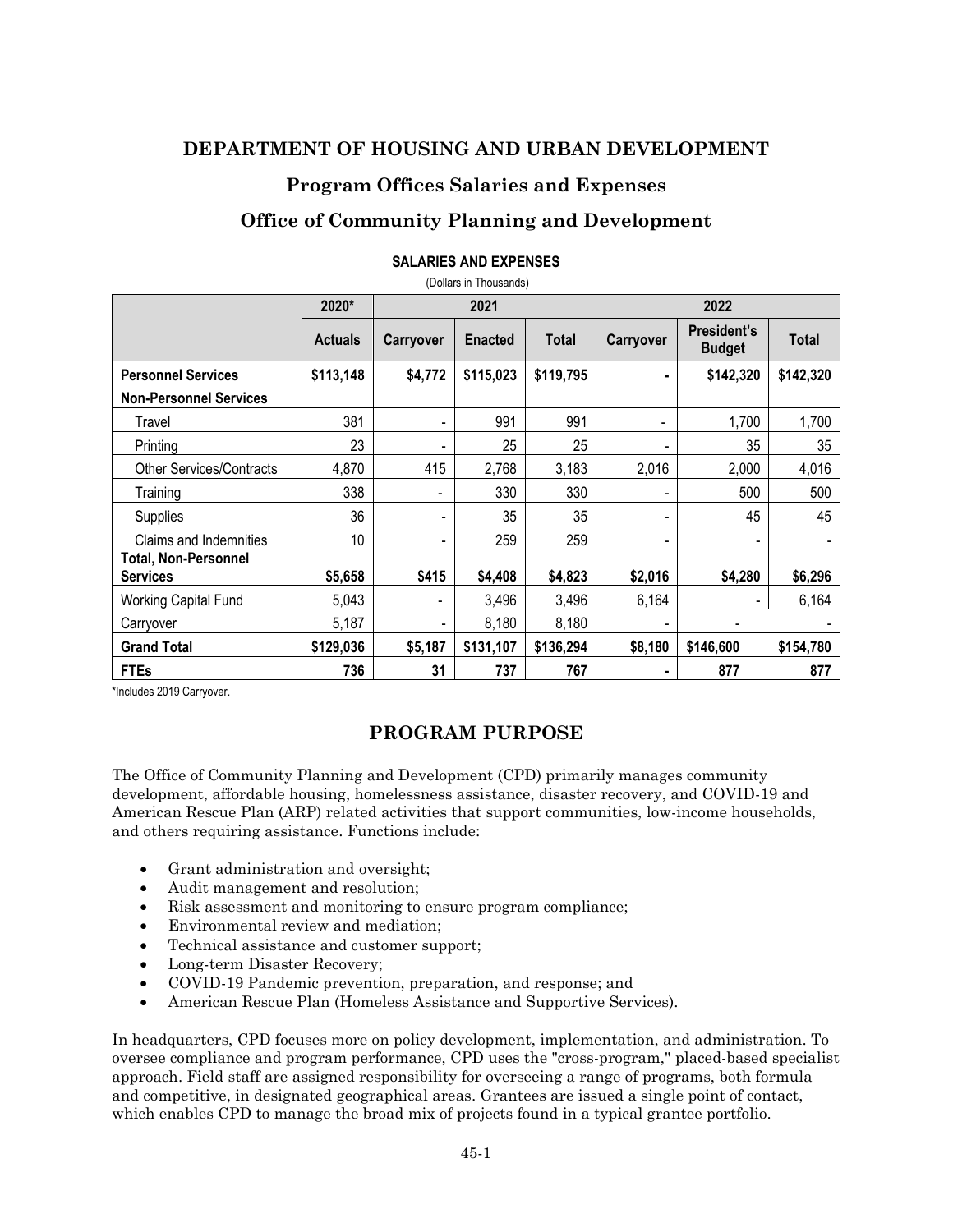# DEPARTMENT OF HOUSING AND URBAN DEVELOPMENT

## Program Offices Salaries and Expenses

## Office of Community Planning and Development

**SALARIES AND EXPENSES**

(Dollars in Thousands)

| | 2020* | 2021 | | | 2022 | | |
|---|---|---|---|---|---|---|---|
| | **Actuals** | **Carryover** | **Enacted** | **Total** | **Carryover** | **President's Budget** | **Total** |
| **Personnel Services** | **$113,148** | **$4,772** | **$115,023** | **$119,795** | **-** | **$142,320** | **$142,320** |
| **Non-Personnel Services** | | | | | | | |
| Travel | 381 | - | 991 | 991 | - | 1,700 | 1,700 |
| Printing | 23 | - | 25 | 25 | - | 35 | 35 |
| Other Services/Contracts | 4,870 | 415 | 2,768 | 3,183 | 2,016 | 2,000 | 4,016 |
| Training | 338 | - | 330 | 330 | - | 500 | 500 |
| Supplies | 36 | - | 35 | 35 | - | 45 | 45 |
| Claims and Indemnities | 10 | - | 259 | 259 | - | - | - |
| **Total, Non-Personnel Services** | **$5,658** | **$415** | **$4,408** | **$4,823** | **$2,016** | **$4,280** | **$6,296** |
| Working Capital Fund | 5,043 | - | 3,496 | 3,496 | 6,164 | - | 6,164 |
| Carryover | 5,187 | - | 8,180 | 8,180 | - | - | - |
| **Grand Total** | **$129,036** | **$5,187** | **$131,107** | **$136,294** | **$8,180** | **$146,600** | **$154,780** |
| **FTEs** | **736** | **31** | **737** | **767** | **-** | **877** | **877** |

*Includes 2019 Carryover.

## PROGRAM PURPOSE

The Office of Community Planning and Development (CPD) primarily manages community development, affordable housing, homelessness assistance, disaster recovery, and COVID-19 and American Rescue Plan (ARP) related activities that support communities, low-income households, and others requiring assistance. Functions include:

- Grant administration and oversight;
- Audit management and resolution;
- Risk assessment and monitoring to ensure program compliance;
- Environmental review and mediation;
- Technical assistance and customer support;
- Long-term Disaster Recovery;
- COVID-19 Pandemic prevention, preparation, and response; and
- American Rescue Plan (Homeless Assistance and Supportive Services).

In headquarters, CPD focuses more on policy development, implementation, and administration. To oversee compliance and program performance, CPD uses the "cross-program," placed-based specialist approach. Field staff are assigned responsibility for overseeing a range of programs, both formula and competitive, in designated geographical areas. Grantees are issued a single point of contact, which enables CPD to manage the broad mix of projects found in a typical grantee portfolio.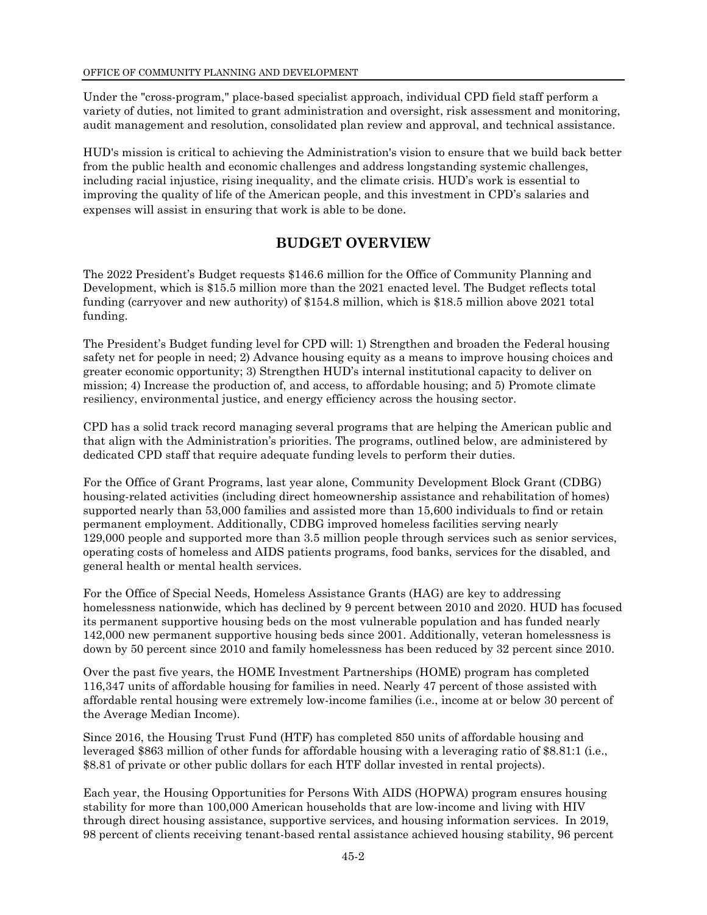Under the "cross-program," place-based specialist approach, individual CPD field staff perform a variety of duties, not limited to grant administration and oversight, risk assessment and monitoring, audit management and resolution, consolidated plan review and approval, and technical assistance.

HUD's mission is critical to achieving the Administration's vision to ensure that we build back better from the public health and economic challenges and address longstanding systemic challenges, including racial injustice, rising inequality, and the climate crisis. HUD's work is essential to improving the quality of life of the American people, and this investment in CPD's salaries and expenses will assist in ensuring that work is able to be done.

## BUDGET OVERVIEW

The 2022 President's Budget requests $146.6 million for the Office of Community Planning and Development, which is $15.5 million more than the 2021 enacted level. The Budget reflects total funding (carryover and new authority) of $154.8 million, which is $18.5 million above 2021 total funding.

The President's Budget funding level for CPD will: 1) Strengthen and broaden the Federal housing safety net for people in need; 2) Advance housing equity as a means to improve housing choices and greater economic opportunity; 3) Strengthen HUD's internal institutional capacity to deliver on mission; 4) Increase the production of, and access, to affordable housing; and 5) Promote climate resiliency, environmental justice, and energy efficiency across the housing sector.

CPD has a solid track record managing several programs that are helping the American public and that align with the Administration's priorities. The programs, outlined below, are administered by dedicated CPD staff that require adequate funding levels to perform their duties.

For the Office of Grant Programs, last year alone, Community Development Block Grant (CDBG) housing-related activities (including direct homeownership assistance and rehabilitation of homes) supported nearly than 53,000 families and assisted more than 15,600 individuals to find or retain permanent employment. Additionally, CDBG improved homeless facilities serving nearly 129,000 people and supported more than 3.5 million people through services such as senior services, operating costs of homeless and AIDS patients programs, food banks, services for the disabled, and general health or mental health services.

For the Office of Special Needs, Homeless Assistance Grants (HAG) are key to addressing homelessness nationwide, which has declined by 9 percent between 2010 and 2020. HUD has focused its permanent supportive housing beds on the most vulnerable population and has funded nearly 142,000 new permanent supportive housing beds since 2001. Additionally, veteran homelessness is down by 50 percent since 2010 and family homelessness has been reduced by 32 percent since 2010.

Over the past five years, the HOME Investment Partnerships (HOME) program has completed 116,347 units of affordable housing for families in need. Nearly 47 percent of those assisted with affordable rental housing were extremely low-income families (i.e., income at or below 30 percent of the Average Median Income).

Since 2016, the Housing Trust Fund (HTF) has completed 850 units of affordable housing and leveraged $863 million of other funds for affordable housing with a leveraging ratio of $8.81:1 (i.e., $8.81 of private or other public dollars for each HTF dollar invested in rental projects).

Each year, the Housing Opportunities for Persons With AIDS (HOPWA) program ensures housing stability for more than 100,000 American households that are low-income and living with HIV through direct housing assistance, supportive services, and housing information services. In 2019, 98 percent of clients receiving tenant-based rental assistance achieved housing stability, 96 percent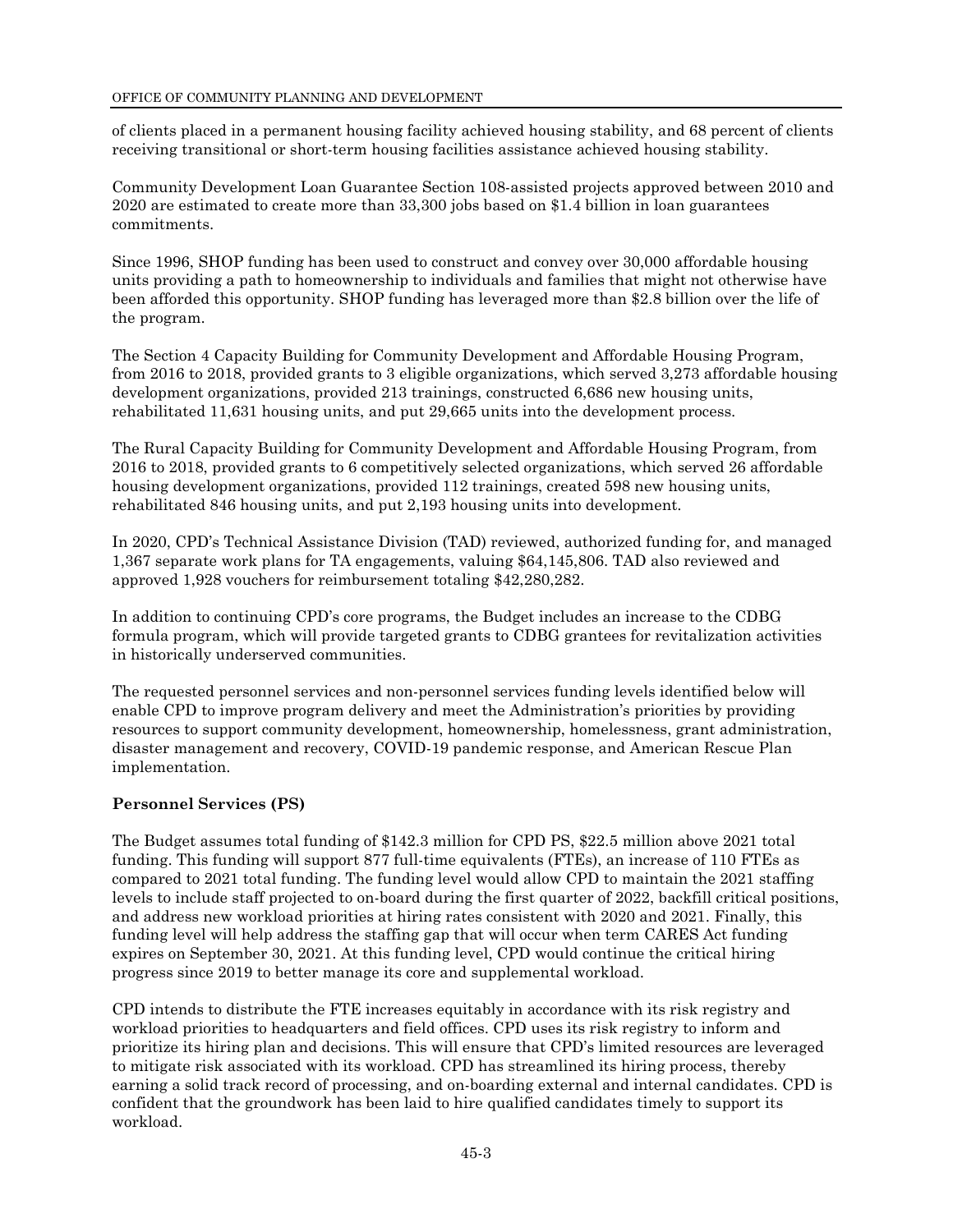of clients placed in a permanent housing facility achieved housing stability, and 68 percent of clients receiving transitional or short-term housing facilities assistance achieved housing stability.

Community Development Loan Guarantee Section 108-assisted projects approved between 2010 and 2020 are estimated to create more than 33,300 jobs based on $1.4 billion in loan guarantees commitments.

Since 1996, SHOP funding has been used to construct and convey over 30,000 affordable housing units providing a path to homeownership to individuals and families that might not otherwise have been afforded this opportunity. SHOP funding has leveraged more than $2.8 billion over the life of the program.

The Section 4 Capacity Building for Community Development and Affordable Housing Program, from 2016 to 2018, provided grants to 3 eligible organizations, which served 3,273 affordable housing development organizations, provided 213 trainings, constructed 6,686 new housing units, rehabilitated 11,631 housing units, and put 29,665 units into the development process.

The Rural Capacity Building for Community Development and Affordable Housing Program, from 2016 to 2018, provided grants to 6 competitively selected organizations, which served 26 affordable housing development organizations, provided 112 trainings, created 598 new housing units, rehabilitated 846 housing units, and put 2,193 housing units into development.

In 2020, CPD's Technical Assistance Division (TAD) reviewed, authorized funding for, and managed 1,367 separate work plans for TA engagements, valuing $64,145,806. TAD also reviewed and approved 1,928 vouchers for reimbursement totaling $42,280,282.

In addition to continuing CPD's core programs, the Budget includes an increase to the CDBG formula program, which will provide targeted grants to CDBG grantees for revitalization activities in historically underserved communities.

The requested personnel services and non-personnel services funding levels identified below will enable CPD to improve program delivery and meet the Administration's priorities by providing resources to support community development, homeownership, homelessness, grant administration, disaster management and recovery, COVID-19 pandemic response, and American Rescue Plan implementation.

**Personnel Services (PS)**

The Budget assumes total funding of $142.3 million for CPD PS, $22.5 million above 2021 total funding. This funding will support 877 full-time equivalents (FTEs), an increase of 110 FTEs as compared to 2021 total funding. The funding level would allow CPD to maintain the 2021 staffing levels to include staff projected to on-board during the first quarter of 2022, backfill critical positions, and address new workload priorities at hiring rates consistent with 2020 and 2021. Finally, this funding level will help address the staffing gap that will occur when term CARES Act funding expires on September 30, 2021. At this funding level, CPD would continue the critical hiring progress since 2019 to better manage its core and supplemental workload.

CPD intends to distribute the FTE increases equitably in accordance with its risk registry and workload priorities to headquarters and field offices. CPD uses its risk registry to inform and prioritize its hiring plan and decisions. This will ensure that CPD's limited resources are leveraged to mitigate risk associated with its workload. CPD has streamlined its hiring process, thereby earning a solid track record of processing, and on-boarding external and internal candidates. CPD is confident that the groundwork has been laid to hire qualified candidates timely to support its workload.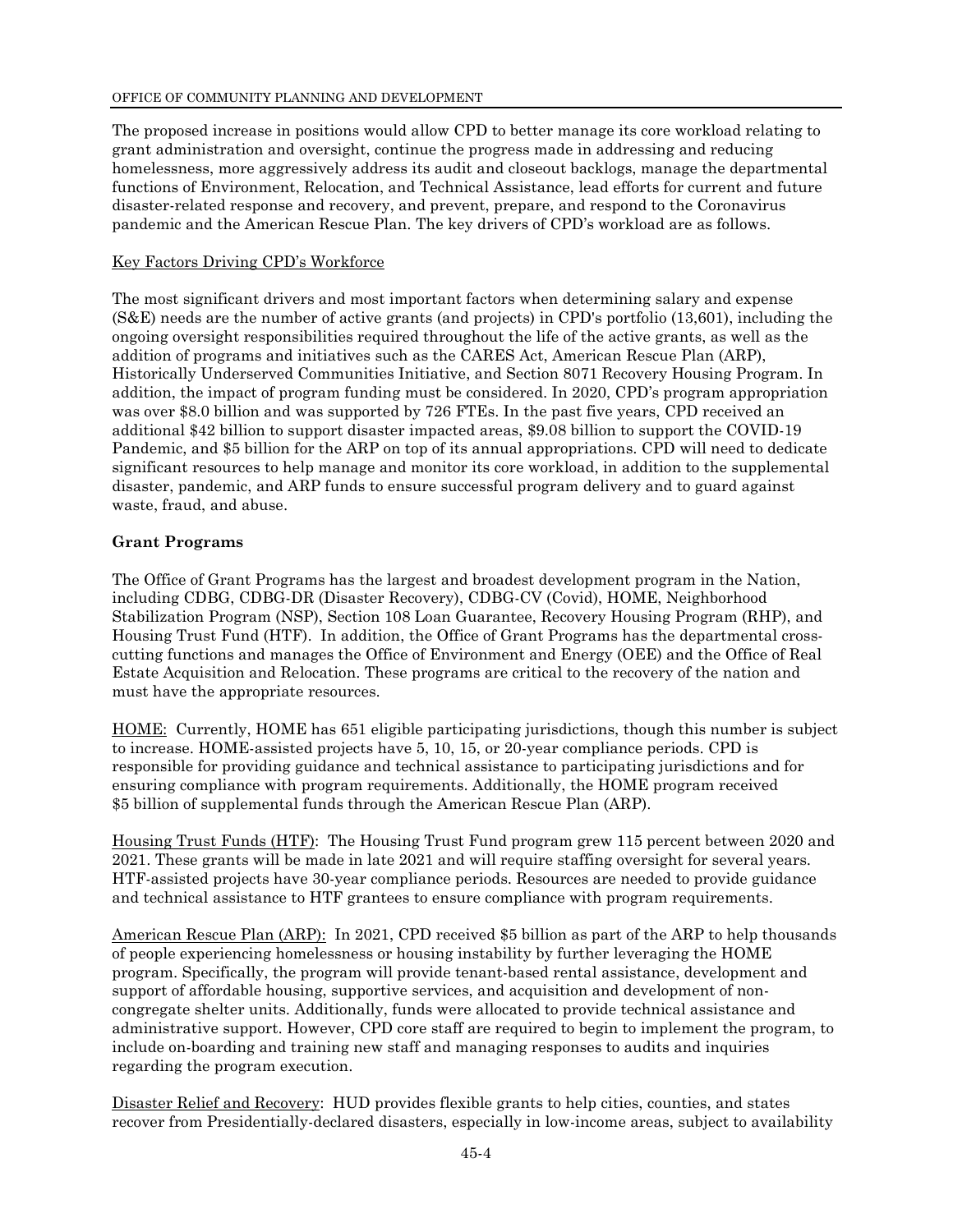The proposed increase in positions would allow CPD to better manage its core workload relating to grant administration and oversight, continue the progress made in addressing and reducing homelessness, more aggressively address its audit and closeout backlogs, manage the departmental functions of Environment, Relocation, and Technical Assistance, lead efforts for current and future disaster-related response and recovery, and prevent, prepare, and respond to the Coronavirus pandemic and the American Rescue Plan. The key drivers of CPD's workload are as follows.

Key Factors Driving CPD's Workforce

The most significant drivers and most important factors when determining salary and expense (S&E) needs are the number of active grants (and projects) in CPD's portfolio (13,601), including the ongoing oversight responsibilities required throughout the life of the active grants, as well as the addition of programs and initiatives such as the CARES Act, American Rescue Plan (ARP), Historically Underserved Communities Initiative, and Section 8071 Recovery Housing Program. In addition, the impact of program funding must be considered. In 2020, CPD's program appropriation was over $8.0 billion and was supported by 726 FTEs. In the past five years, CPD received an additional $42 billion to support disaster impacted areas, $9.08 billion to support the COVID-19 Pandemic, and $5 billion for the ARP on top of its annual appropriations. CPD will need to dedicate significant resources to help manage and monitor its core workload, in addition to the supplemental disaster, pandemic, and ARP funds to ensure successful program delivery and to guard against waste, fraud, and abuse.

**Grant Programs**

The Office of Grant Programs has the largest and broadest development program in the Nation, including CDBG, CDBG-DR (Disaster Recovery), CDBG-CV (Covid), HOME, Neighborhood Stabilization Program (NSP), Section 108 Loan Guarantee, Recovery Housing Program (RHP), and Housing Trust Fund (HTF). In addition, the Office of Grant Programs has the departmental cross-cutting functions and manages the Office of Environment and Energy (OEE) and the Office of Real Estate Acquisition and Relocation. These programs are critical to the recovery of the nation and must have the appropriate resources.

HOME: Currently, HOME has 651 eligible participating jurisdictions, though this number is subject to increase. HOME-assisted projects have 5, 10, 15, or 20-year compliance periods. CPD is responsible for providing guidance and technical assistance to participating jurisdictions and for ensuring compliance with program requirements. Additionally, the HOME program received $5 billion of supplemental funds through the American Rescue Plan (ARP).

Housing Trust Funds (HTF): The Housing Trust Fund program grew 115 percent between 2020 and 2021. These grants will be made in late 2021 and will require staffing oversight for several years. HTF-assisted projects have 30-year compliance periods. Resources are needed to provide guidance and technical assistance to HRT grantees to ensure compliance with program requirements.

American Rescue Plan (ARP): In 2021, CPD received $5 billion as part of the ARP to help thousands of people experiencing homelessness or housing instability by further leveraging the HOME program. Specifically, the program will provide tenant-based rental assistance, development and support of affordable housing, supportive services, and acquisition and development of non-congregate shelter units. Additionally, funds were allocated to provide technical assistance and administrative support. However, CPD core staff are required to begin to implement the program, to include on-boarding and training new staff and managing responses to audits and inquiries regarding the program execution.

Disaster Relief and Recovery: HUD provides flexible grants to help cities, counties, and states recover from Presidentially-declared disasters, especially in low-income areas, subject to availability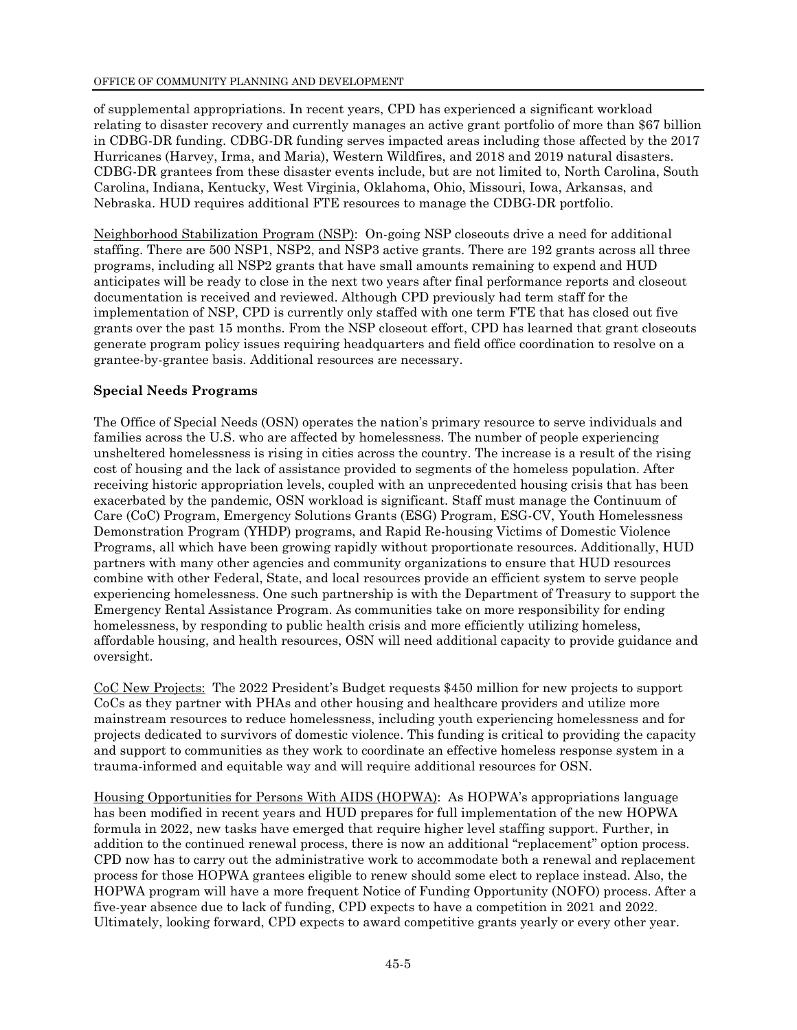of supplemental appropriations. In recent years, CPD has experienced a significant workload relating to disaster recovery and currently manages an active grant portfolio of more than $67 billion in CDBG-DR funding. CDBG-DR funding serves impacted areas including those affected by the 2017 Hurricanes (Harvey, Irma, and Maria), Western Wildfires, and 2018 and 2019 natural disasters. CDBG-DR grantees from these disaster events include, but are not limited to, North Carolina, South Carolina, Indiana, Kentucky, West Virginia, Oklahoma, Ohio, Missouri, Iowa, Arkansas, and Nebraska. HUD requires additional FTE resources to manage the CDBG-DR portfolio.

Neighborhood Stabilization Program (NSP): On-going NSP closeouts drive a need for additional staffing. There are 500 NSP1, NSP2, and NSP3 active grants. There are 192 grants across all three programs, including all NSP2 grants that have small amounts remaining to expend and HUD anticipates will be ready to close in the next two years after final performance reports and closeout documentation is received and reviewed. Although CPD previously had term staff for the implementation of NSP, CPD is currently only staffed with one term FTE that has closed out five grants over the past 15 months. From the NSP closeout effort, CPD has learned that grant closeouts generate program policy issues requiring headquarters and field office coordination to resolve on a grantee-by-grantee basis. Additional resources are necessary.

**Special Needs Programs**

The Office of Special Needs (OSN) operates the nation's primary resource to serve individuals and families across the U.S. who are affected by homelessness. The number of people experiencing unsheltered homelessness is rising in cities across the country. The increase is a result of the rising cost of housing and the lack of assistance provided to segments of the homeless population. After receiving historic appropriation levels, coupled with an unprecedented housing crisis that has been exacerbated by the pandemic, OSN workload is significant. Staff must manage the Continuum of Care (CoC) Program, Emergency Solutions Grants (ESG) Program, ESG-CV, Youth Homelessness Demonstration Program (YHDP) programs, and Rapid Re-housing Victims of Domestic Violence Programs, all which have been growing rapidly without proportionate resources. Additionally, HUD partners with many other agencies and community organizations to ensure that HUD resources combine with other Federal, State, and local resources provide an efficient system to serve people experiencing homelessness. One such partnership is with the Department of Treasury to support the Emergency Rental Assistance Program. As communities take on more responsibility for ending homelessness, by responding to public health crisis and more efficiently utilizing homeless, affordable housing, and health resources, OSN will need additional capacity to provide guidance and oversight.

CoC New Projects: The 2022 President's Budget requests $450 million for new projects to support CoCs as they partner with PHAs and other housing and healthcare providers and utilize more mainstream resources to reduce homelessness, including youth experiencing homelessness and for projects dedicated to survivors of domestic violence. This funding is critical to providing the capacity and support to communities as they work to coordinate an effective homeless response system in a trauma-informed and equitable way and will require additional resources for OSN.

Housing Opportunities for Persons With AIDS (HOPWA): As HOPWA's appropriations language has been modified in recent years and HUD prepares for full implementation of the new HOPWA formula in 2022, new tasks have emerged that require higher level staffing support. Further, in addition to the continued renewal process, there is now an additional "replacement" option process. CPD now has to carry out the administrative work to accommodate both a renewal and replacement process for those HOPWA grantees eligible to renew should some elect to replace instead. Also, the HOPWA program will have a more frequent Notice of Funding Opportunity (NOFO) process. After a five-year absence due to lack of funding, CPD expects to have a competition in 2021 and 2022. Ultimately, looking forward, CPD expects to award competitive grants yearly or every other year.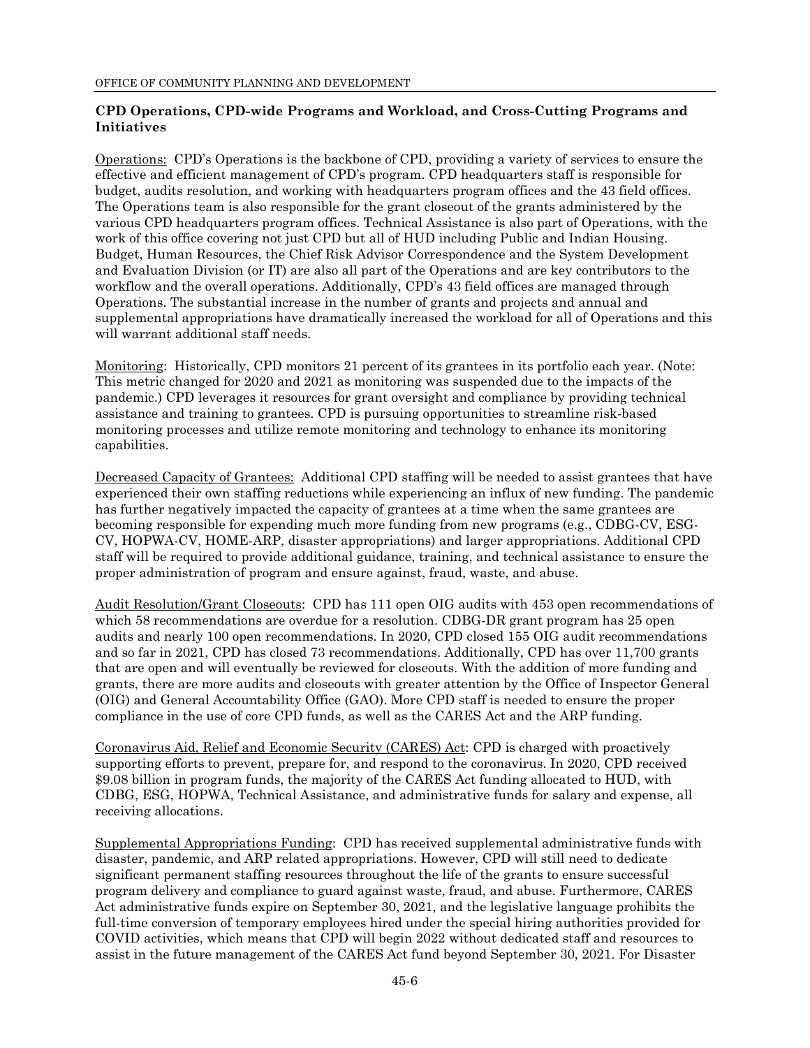**CPD Operations, CPD-wide Programs and Workload, and Cross-Cutting Programs and Initiatives**

Operations: CPD's Operations is the backbone of CPD, providing a variety of services to ensure the effective and efficient management of CPD's program. CPD headquarters staff is responsible for budget, audits resolution, and working with headquarters program offices and the 43 field offices. The Operations team is also responsible for the grant closeout of the grants administered by the various CPD headquarters program offices. Technical Assistance is also part of Operations, with the work of this office covering not just CPD but all of HUD including Public and Indian Housing. Budget, Human Resources, the Chief Risk Advisor Correspondence and the System Development and Evaluation Division (or IT) are also all part of the Operations and are key contributors to the workflow and the overall operations. Additionally, CPD's 43 field offices are managed through Operations. The substantial increase in the number of grants and projects and annual and supplemental appropriations have dramatically increased the workload for all of Operations and this will warrant additional staff needs.

Monitoring: Historically, CPD monitors 21 percent of its grantees in its portfolio each year. (Note: This metric changed for 2020 and 2021 as monitoring was suspended due to the impacts of the pandemic.) CPD leverages it resources for grant oversight and compliance by providing technical assistance and training to grantees. CPD is pursuing opportunities to streamline risk-based monitoring processes and utilize remote monitoring and technology to enhance its monitoring capabilities.

Decreased Capacity of Grantees: Additional CPD staffing will be needed to assist grantees that have experienced their own staffing reductions while experiencing an influx of new funding. The pandemic has further negatively impacted the capacity of grantees at a time when the same grantees are becoming responsible for expending much more funding from new programs (e.g., CDBG-CV, ESG-CV, HOPWA-CV, HOME-ARP, disaster appropriations) and larger appropriations. Additional CPD staff will be required to provide additional guidance, training, and technical assistance to ensure the proper administration of program and ensure against, fraud, waste, and abuse.

Audit Resolution/Grant Closeouts: CPD has 111 open OIG audits with 453 open recommendations of which 58 recommendations are overdue for a resolution. CDBG-DR grant program has 25 open audits and nearly 100 open recommendations. In 2020, CPD closed 155 OIG audit recommendations and so far in 2021, CPD has closed 73 recommendations. Additionally, CPD has over 11,700 grants that are open and will eventually be reviewed for closeouts. With the addition of more funding and grants, there are more audits and closeouts with greater attention by the Office of Inspector General (OIG) and General Accountability Office (GAO). More CPD staff is needed to ensure the proper compliance in the use of core CPD funds, as well as the CARES Act and the ARP funding.

Coronavirus Aid, Relief and Economic Security (CARES) Act: CPD is charged with proactively supporting efforts to prevent, prepare for, and respond to the coronavirus. In 2020, CPD received $9.08 billion in program funds, the majority of the CARES Act funding allocated to HUD, with CDBG, ESG, HOPWA, Technical Assistance, and administrative funds for salary and expense, all receiving allocations.

Supplemental Appropriations Funding: CPD has received supplemental administrative funds with disaster, pandemic, and ARP related appropriations. However, CPD will still need to dedicate significant permanent staffing resources throughout the life of the grants to ensure successful program delivery and compliance to guard against waste, fraud, and abuse. Furthermore, CARES Act administrative funds expire on September 30, 2021, and the legislative language prohibits the full-time conversion of temporary employees hired under the special hiring authorities provided for COVID activities, which means that CPD will begin 2022 without dedicated staff and resources to assist in the future management of the CARES Act fund beyond September 30, 2021. For Disaster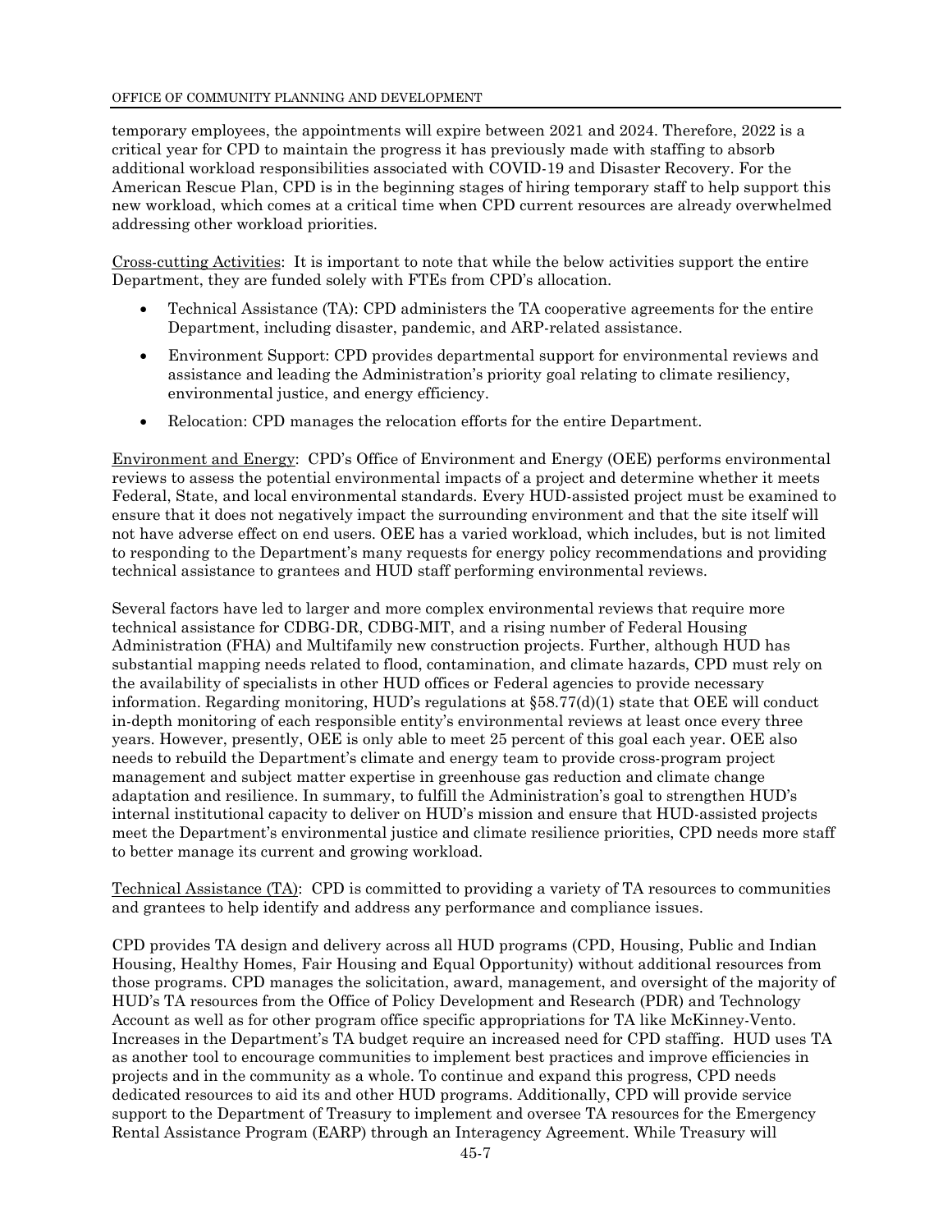temporary employees, the appointments will expire between 2021 and 2024. Therefore, 2022 is a critical year for CPD to maintain the progress it has previously made with staffing to absorb additional workload responsibilities associated with COVID-19 and Disaster Recovery. For the American Rescue Plan, CPD is in the beginning stages of hiring temporary staff to help support this new workload, which comes at a critical time when CPD current resources are already overwhelmed addressing other workload priorities.

Cross-cutting Activities: It is important to note that while the below activities support the entire Department, they are funded solely with FTEs from CPD's allocation.

- Technical Assistance (TA): CPD administers the TA cooperative agreements for the entire Department, including disaster, pandemic, and ARP-related assistance.
- Environment Support: CPD provides departmental support for environmental reviews and assistance and leading the Administration's priority goal relating to climate resiliency, environmental justice, and energy efficiency.
- Relocation: CPD manages the relocation efforts for the entire Department.

Environment and Energy: CPD's Office of Environment and Energy (OEE) performs environmental reviews to assess the potential environmental impacts of a project and determine whether it meets Federal, State, and local environmental standards. Every HUD-assisted project must be examined to ensure that it does not negatively impact the surrounding environment and that the site itself will not have adverse effect on end users. OEE has a varied workload, which includes, but is not limited to responding to the Department's many requests for energy policy recommendations and providing technical assistance to grantees and HUD staff performing environmental reviews.

Several factors have led to larger and more complex environmental reviews that require more technical assistance for CDBG-DR, CDBG-MIT, and a rising number of Federal Housing Administration (FHA) and Multifamily new construction projects. Further, although HUD has substantial mapping needs related to flood, contamination, and climate hazards, CPD must rely on the availability of specialists in other HUD offices or Federal agencies to provide necessary information. Regarding monitoring, HUD's regulations at §58.77(d)(1) state that OEE will conduct in-depth monitoring of each responsible entity's environmental reviews at least once every three years. However, presently, OEE is only able to meet 25 percent of this goal each year. OEE also needs to rebuild the Department's climate and energy team to provide cross-program project management and subject matter expertise in greenhouse gas reduction and climate change adaptation and resilience. In summary, to fulfill the Administration's goal to strengthen HUD's internal institutional capacity to deliver on HUD's mission and ensure that HUD-assisted projects meet the Department's environmental justice and climate resilience priorities, CPD needs more staff to better manage its current and growing workload.

Technical Assistance (TA): CPD is committed to providing a variety of TA resources to communities and grantees to help identify and address any performance and compliance issues.

CPD provides TA design and delivery across all HUD programs (CPD, Housing, Public and Indian Housing, Healthy Homes, Fair Housing and Equal Opportunity) without additional resources from those programs. CPD manages the solicitation, award, management, and oversight of the majority of HUD's TA resources from the Office of Policy Development and Research (PDR) and Technology Account as well as for other program office specific appropriations for TA like McKinney-Vento. Increases in the Department's TA budget require an increased need for CPD staffing. HUD uses TA as another tool to encourage communities to implement best practices and improve efficiencies in projects and in the community as a whole. To continue and expand this progress, CPD needs dedicated resources to aid its and other HUD programs. Additionally, CPD will provide service support to the Department of Treasury to implement and oversee TA resources for the Emergency Rental Assistance Program (EARP) through an Interagency Agreement. While Treasury will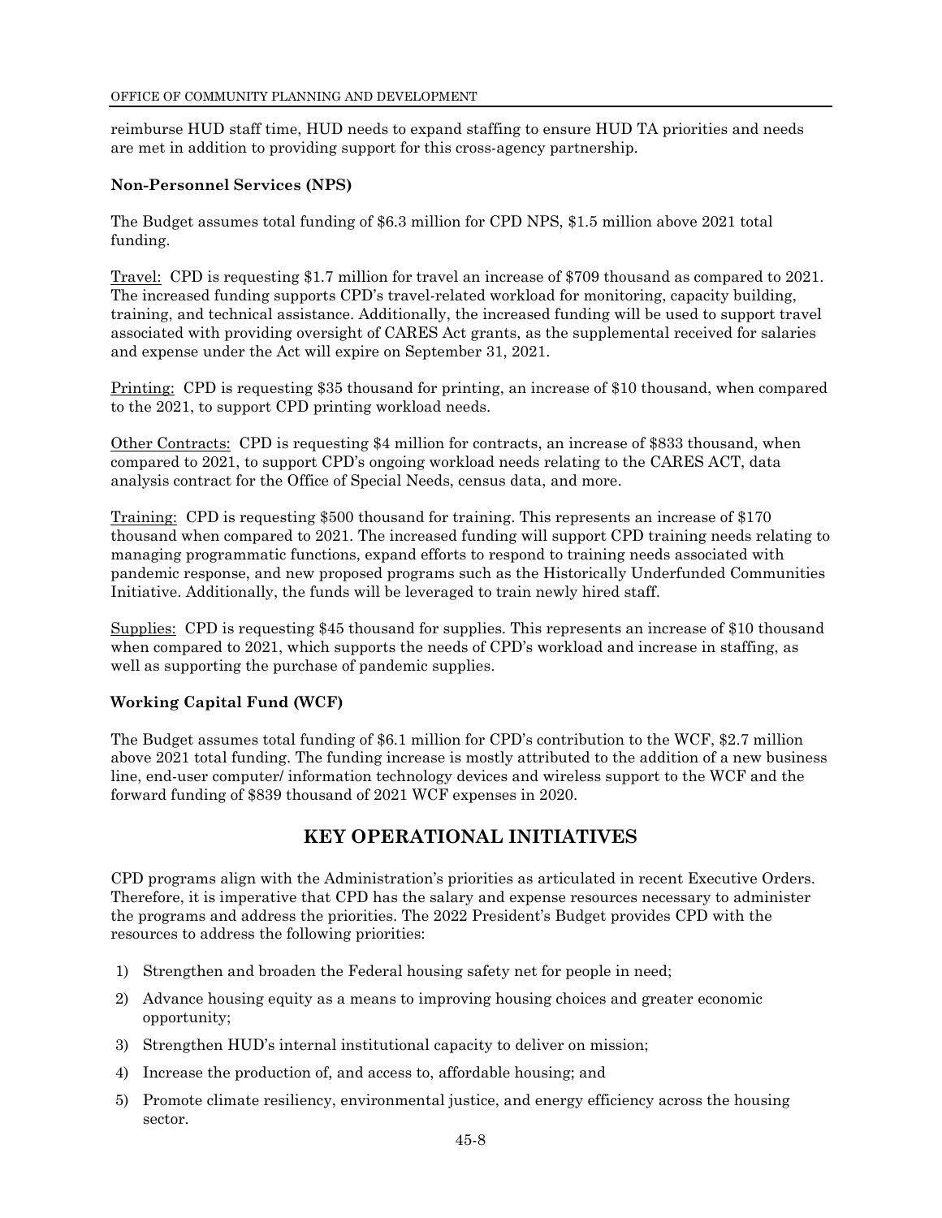reimburse HUD staff time, HUD needs to expand staffing to ensure HUD TA priorities and needs are met in addition to providing support for this cross-agency partnership.

**Non-Personnel Services (NPS)**

The Budget assumes total funding of $6.3 million for CPD NPS, $1.5 million above 2021 total funding.

Travel: CPD is requesting $1.7 million for travel an increase of $709 thousand as compared to 2021. The increased funding supports CPD's travel-related workload for monitoring, capacity building, training, and technical assistance. Additionally, the increased funding will be used to support travel associated with providing oversight of CARES Act grants, as the supplemental received for salaries and expense under the Act will expire on September 31, 2021.

Printing: CPD is requesting $35 thousand for printing, an increase of $10 thousand, when compared to the 2021, to support CPD printing workload needs.

Other Contracts: CPD is requesting $4 million for contracts, an increase of $833 thousand, when compared to 2021, to support CPD's ongoing workload needs relating to the CARES ACT, data analysis contract for the Office of Special Needs, census data, and more.

Training: CPD is requesting $500 thousand for training. This represents an increase of $170 thousand when compared to 2021. The increased funding will support CPD training needs relating to managing programmatic functions, expand efforts to respond to training needs associated with pandemic response, and new proposed programs such as the Historically Underfunded Communities Initiative. Additionally, the funds will be leveraged to train newly hired staff.

Supplies: CPD is requesting $45 thousand for supplies. This represents an increase of $10 thousand when compared to 2021, which supports the needs of CPD's workload and increase in staffing, as well as supporting the purchase of pandemic supplies.

**Working Capital Fund (WCF)**

The Budget assumes total funding of $6.1 million for CPD's contribution to the WCF, $2.7 million above 2021 total funding. The funding increase is mostly attributed to the addition of a new business line, end-user computer/ information technology devices and wireless support to the WCF and the forward funding of $839 thousand of 2021 WCF expenses in 2020.

## KEY OPERATIONAL INITIATIVES

CPD programs align with the Administration's priorities as articulated in recent Executive Orders. Therefore, it is imperative that CPD has the salary and expense resources necessary to administer the programs and address the priorities. The 2022 President's Budget provides CPD with the resources to address the following priorities:

1) Strengthen and broaden the Federal housing safety net for people in need;
2) Advance housing equity as a means to improving housing choices and greater economic opportunity;
3) Strengthen HUD's internal institutional capacity to deliver on mission;
4) Increase the production of, and access to, affordable housing; and
5) Promote climate resiliency, environmental justice, and energy efficiency across the housing sector.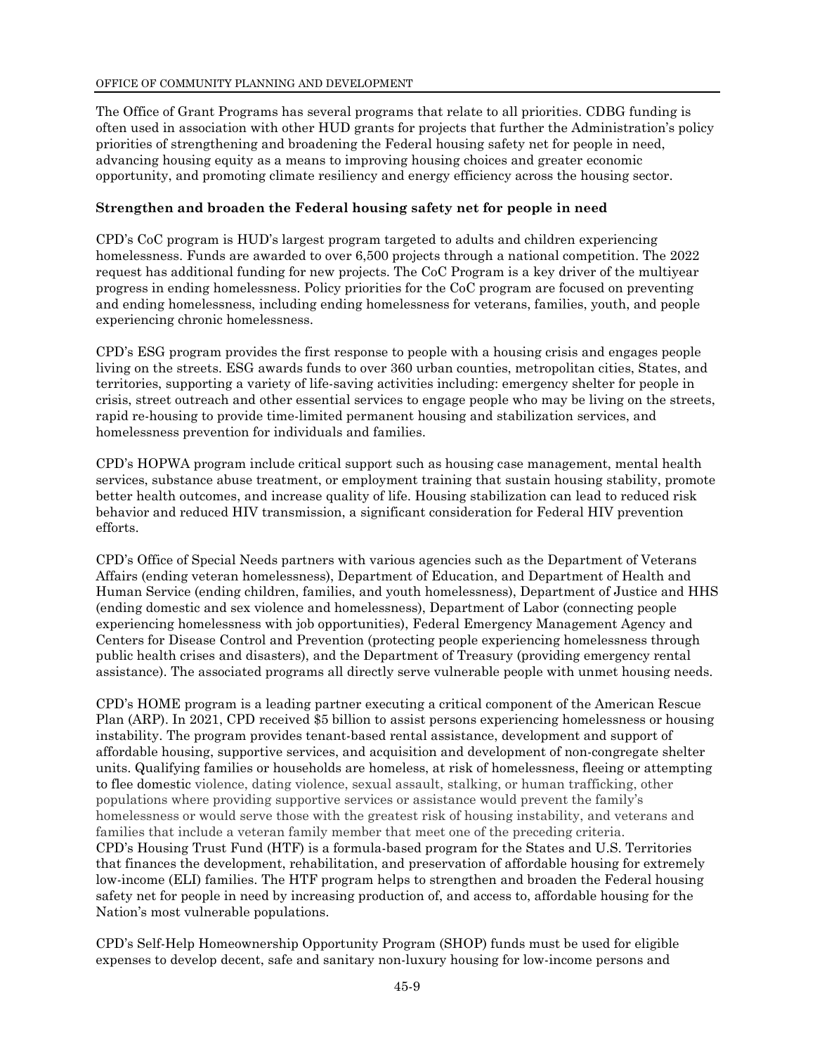The Office of Grant Programs has several programs that relate to all priorities. CDBG funding is often used in association with other HUD grants for projects that further the Administration's policy priorities of strengthening and broadening the Federal housing safety net for people in need, advancing housing equity as a means to improving housing choices and greater economic opportunity, and promoting climate resiliency and energy efficiency across the housing sector.

**Strengthen and broaden the Federal housing safety net for people in need**

CPD's CoC program is HUD's largest program targeted to adults and children experiencing homelessness. Funds are awarded to over 6,500 projects through a national competition. The 2022 request has additional funding for new projects. The CoC Program is a key driver of the multiyear progress in ending homelessness. Policy priorities for the CoC program are focused on preventing and ending homelessness, including ending homelessness for veterans, families, youth, and people experiencing chronic homelessness.

CPD's ESG program provides the first response to people with a housing crisis and engages people living on the streets. ESG awards funds to over 360 urban counties, metropolitan cities, States, and territories, supporting a variety of life-saving activities including: emergency shelter for people in crisis, street outreach and other essential services to engage people who may be living on the streets, rapid re-housing to provide time-limited permanent housing and stabilization services, and homelessness prevention for individuals and families.

CPD's HOPWA program include critical support such as housing case management, mental health services, substance abuse treatment, or employment training that sustain housing stability, promote better health outcomes, and increase quality of life. Housing stabilization can lead to reduced risk behavior and reduced HIV transmission, a significant consideration for Federal HIV prevention efforts.

CPD's Office of Special Needs partners with various agencies such as the Department of Veterans Affairs (ending veteran homelessness), Department of Education, and Department of Health and Human Service (ending children, families, and youth homelessness), Department of Justice and HHS (ending domestic and sex violence and homelessness), Department of Labor (connecting people experiencing homelessness with job opportunities), Federal Emergency Management Agency and Centers for Disease Control and Prevention (protecting people experiencing homelessness through public health crises and disasters), and the Department of Treasury (providing emergency rental assistance). The associated programs all directly serve vulnerable people with unmet housing needs.

CPD's HOME program is a leading partner executing a critical component of the American Rescue Plan (ARP). In 2021, CPD received $5 billion to assist persons experiencing homelessness or housing instability. The program provides tenant-based rental assistance, development and support of affordable housing, supportive services, and acquisition and development of non-congregate shelter units. Qualifying families or households are homeless, at risk of homelessness, fleeing or attempting to flee domestic violence, dating violence, sexual assault, stalking, or human trafficking, other populations where providing supportive services or assistance would prevent the family's homelessness or would serve those with the greatest risk of housing instability, and veterans and families that include a veteran family member that meet one of the preceding criteria.

CPD's Housing Trust Fund (HTF) is a formula-based program for the States and U.S. Territories that finances the development, rehabilitation, and preservation of affordable housing for extremely low-income (ELI) families. The HTF program helps to strengthen and broaden the Federal housing safety net for people in need by increasing production of, and access to, affordable housing for the Nation's most vulnerable populations.

CPD's Self-Help Homeownership Opportunity Program (SHOP) funds must be used for eligible expenses to develop decent, safe and sanitary non-luxury housing for low-income persons and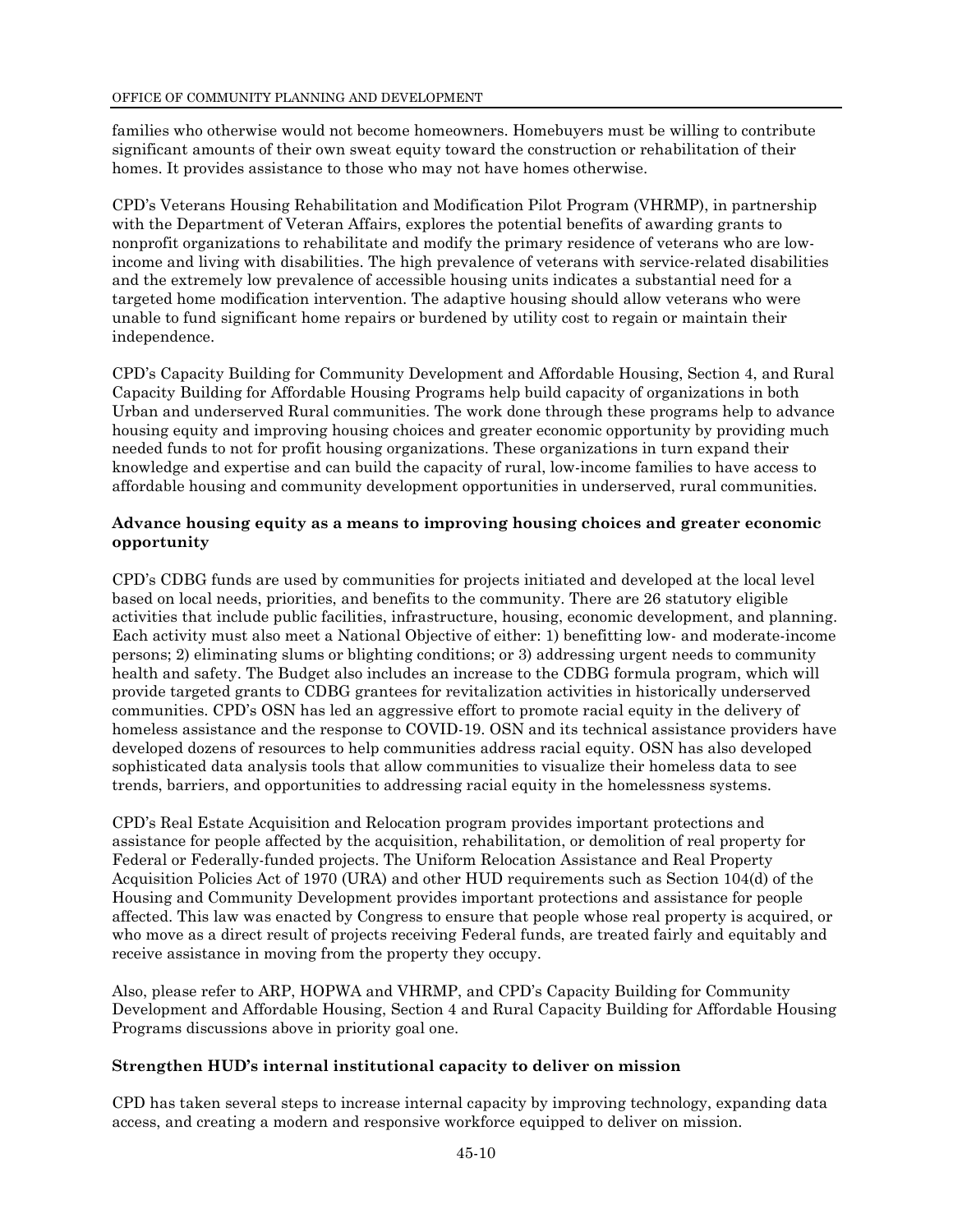families who otherwise would not become homeowners. Homebuyers must be willing to contribute significant amounts of their own sweat equity toward the construction or rehabilitation of their homes. It provides assistance to those who may not have homes otherwise.

CPD's Veterans Housing Rehabilitation and Modification Pilot Program (VHRMP), in partnership with the Department of Veteran Affairs, explores the potential benefits of awarding grants to nonprofit organizations to rehabilitate and modify the primary residence of veterans who are low-income and living with disabilities. The high prevalence of veterans with service-related disabilities and the extremely low prevalence of accessible housing units indicates a substantial need for a targeted home modification intervention. The adaptive housing should allow veterans who were unable to fund significant home repairs or burdened by utility cost to regain or maintain their independence.

CPD's Capacity Building for Community Development and Affordable Housing, Section 4, and Rural Capacity Building for Affordable Housing Programs help build capacity of organizations in both Urban and underserved Rural communities. The work done through these programs help to advance housing equity and improving housing choices and greater economic opportunity by providing much needed funds to not for profit housing organizations. These organizations in turn expand their knowledge and expertise and can build the capacity of rural, low-income families to have access to affordable housing and community development opportunities in underserved, rural communities.

**Advance housing equity as a means to improving housing choices and greater economic opportunity**

CPD's CDBG funds are used by communities for projects initiated and developed at the local level based on local needs, priorities, and benefits to the community. There are 26 statutory eligible activities that include public facilities, infrastructure, housing, economic development, and planning. Each activity must also meet a National Objective of either: 1) benefitting low- and moderate-income persons; 2) eliminating slums or blighting conditions; or 3) addressing urgent needs to community health and safety. The Budget also includes an increase to the CDBG formula program, which will provide targeted grants to CDBG grantees for revitalization activities in historically underserved communities. CPD's OSN has led an aggressive effort to promote racial equity in the delivery of homeless assistance and the response to COVID-19. OSN and its technical assistance providers have developed dozens of resources to help communities address racial equity. OSN has also developed sophisticated data analysis tools that allow communities to visualize their homeless data to see trends, barriers, and opportunities to addressing racial equity in the homelessness systems.

CPD's Real Estate Acquisition and Relocation program provides important protections and assistance for people affected by the acquisition, rehabilitation, or demolition of real property for Federal or Federally-funded projects. The Uniform Relocation Assistance and Real Property Acquisition Policies Act of 1970 (URA) and other HUD requirements such as Section 104(d) of the Housing and Community Development provides important protections and assistance for people affected. This law was enacted by Congress to ensure that people whose real property is acquired, or who move as a direct result of projects receiving Federal funds, are treated fairly and equitably and receive assistance in moving from the property they occupy.

Also, please refer to ARP, HOPWA and VHRMP, and CPD's Capacity Building for Community Development and Affordable Housing, Section 4 and Rural Capacity Building for Affordable Housing Programs discussions above in priority goal one.

**Strengthen HUD's internal institutional capacity to deliver on mission**

CPD has taken several steps to increase internal capacity by improving technology, expanding data access, and creating a modern and responsive workforce equipped to deliver on mission.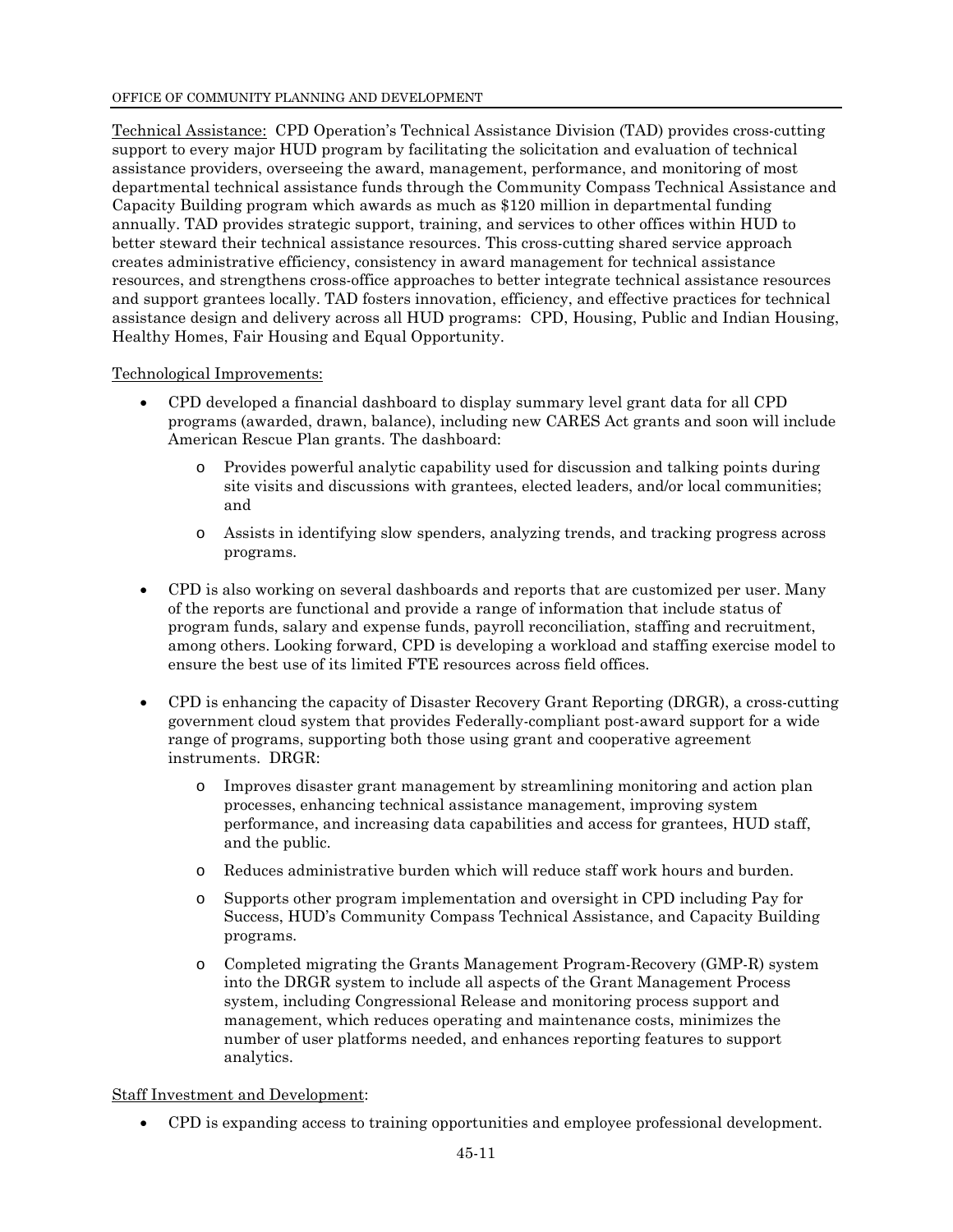<u>Technical Assistance:</u> CPD Operation's Technical Assistance Division (TAD) provides cross-cutting support to every major HUD program by facilitating the solicitation and evaluation of technical assistance providers, overseeing the award, management, performance, and monitoring of most departmental technical assistance funds through the Community Compass Technical Assistance and Capacity Building program which awards as much as $120 million in departmental funding annually. TAD provides strategic support, training, and services to other offices within HUD to better steward their technical assistance resources. This cross-cutting shared service approach creates administrative efficiency, consistency in award management for technical assistance resources, and strengthens cross-office approaches to better integrate technical assistance resources and support grantees locally. TAD fosters innovation, efficiency, and effective practices for technical assistance design and delivery across all HUD programs: CPD, Housing, Public and Indian Housing, Healthy Homes, Fair Housing and Equal Opportunity.

<u>Technological Improvements:</u>

- CPD developed a financial dashboard to display summary level grant data for all CPD programs (awarded, drawn, balance), including new CARES Act grants and soon will include American Rescue Plan grants. The dashboard:
  - Provides powerful analytic capability used for discussion and talking points during site visits and discussions with grantees, elected leaders, and/or local communities; and
  - Assists in identifying slow spenders, analyzing trends, and tracking progress across programs.
- CPD is also working on several dashboards and reports that are customized per user. Many of the reports are functional and provide a range of information that include status of program funds, salary and expense funds, payroll reconciliation, staffing and recruitment, among others. Looking forward, CPD is developing a workload and staffing exercise model to ensure the best use of its limited FTE resources across field offices.
- CPD is enhancing the capacity of Disaster Recovery Grant Reporting (DRGR), a cross-cutting government cloud system that provides Federally-compliant post-award support for a wide range of programs, supporting both those using grant and cooperative agreement instruments. DRGR:
  - Improves disaster grant management by streamlining monitoring and action plan processes, enhancing technical assistance management, improving system performance, and increasing data capabilities and access for grantees, HUD staff, and the public.
  - Reduces administrative burden which will reduce staff work hours and burden.
  - Supports other program implementation and oversight in CPD including Pay for Success, HUD's Community Compass Technical Assistance, and Capacity Building programs.
  - Completed migrating the Grants Management Program-Recovery (GMP-R) system into the DRGR system to include all aspects of the Grant Management Process system, including Congressional Release and monitoring process support and management, which reduces operating and maintenance costs, minimizes the number of user platforms needed, and enhances reporting features to support analytics.

<u>Staff Investment and Development</u>:

- CPD is expanding access to training opportunities and employee professional development.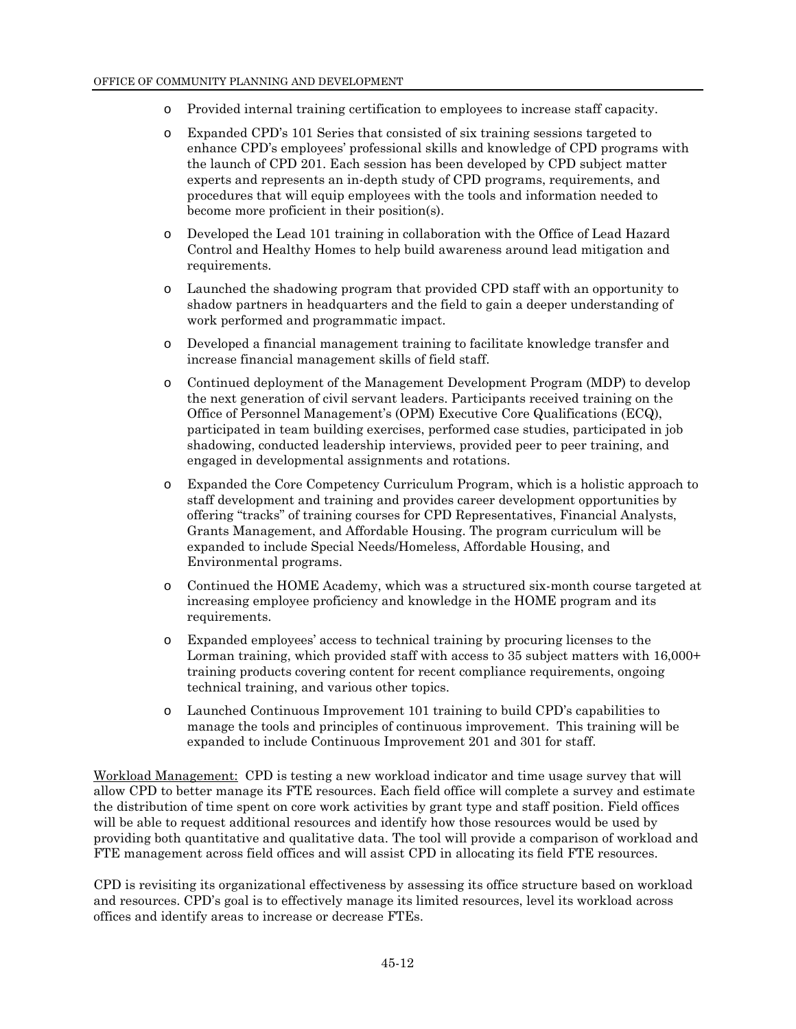- Provided internal training certification to employees to increase staff capacity.
- Expanded CPD's 101 Series that consisted of six training sessions targeted to enhance CPD's employees' professional skills and knowledge of CPD programs with the launch of CPD 201. Each session has been developed by CPD subject matter experts and represents an in-depth study of CPD programs, requirements, and procedures that will equip employees with the tools and information needed to become more proficient in their position(s).
- Developed the Lead 101 training in collaboration with the Office of Lead Hazard Control and Healthy Homes to help build awareness around lead mitigation and requirements.
- Launched the shadowing program that provided CPD staff with an opportunity to shadow partners in headquarters and the field to gain a deeper understanding of work performed and programmatic impact.
- Developed a financial management training to facilitate knowledge transfer and increase financial management skills of field staff.
- Continued deployment of the Management Development Program (MDP) to develop the next generation of civil servant leaders. Participants received training on the Office of Personnel Management's (OPM) Executive Core Qualifications (ECQ), participated in team building exercises, performed case studies, participated in job shadowing, conducted leadership interviews, provided peer to peer training, and engaged in developmental assignments and rotations.
- Expanded the Core Competency Curriculum Program, which is a holistic approach to staff development and training and provides career development opportunities by offering "tracks" of training courses for CPD Representatives, Financial Analysts, Grants Management, and Affordable Housing. The program curriculum will be expanded to include Special Needs/Homeless, Affordable Housing, and Environmental programs.
- Continued the HOME Academy, which was a structured six-month course targeted at increasing employee proficiency and knowledge in the HOME program and its requirements.
- Expanded employees' access to technical training by procuring licenses to the Lorman training, which provided staff with access to 35 subject matters with 16,000+ training products covering content for recent compliance requirements, ongoing technical training, and various other topics.
- Launched Continuous Improvement 101 training to build CPD's capabilities to manage the tools and principles of continuous improvement. This training will be expanded to include Continuous Improvement 201 and 301 for staff.

Workload Management: CPD is testing a new workload indicator and time usage survey that will allow CPD to better manage its FTE resources. Each field office will complete a survey and estimate the distribution of time spent on core work activities by grant type and staff position. Field offices will be able to request additional resources and identify how those resources would be used by providing both quantitative and qualitative data. The tool will provide a comparison of workload and FTE management across field offices and will assist CPD in allocating its field FTE resources.

CPD is revisiting its organizational effectiveness by assessing its office structure based on workload and resources. CPD's goal is to effectively manage its limited resources, level its workload across offices and identify areas to increase or decrease FTEs.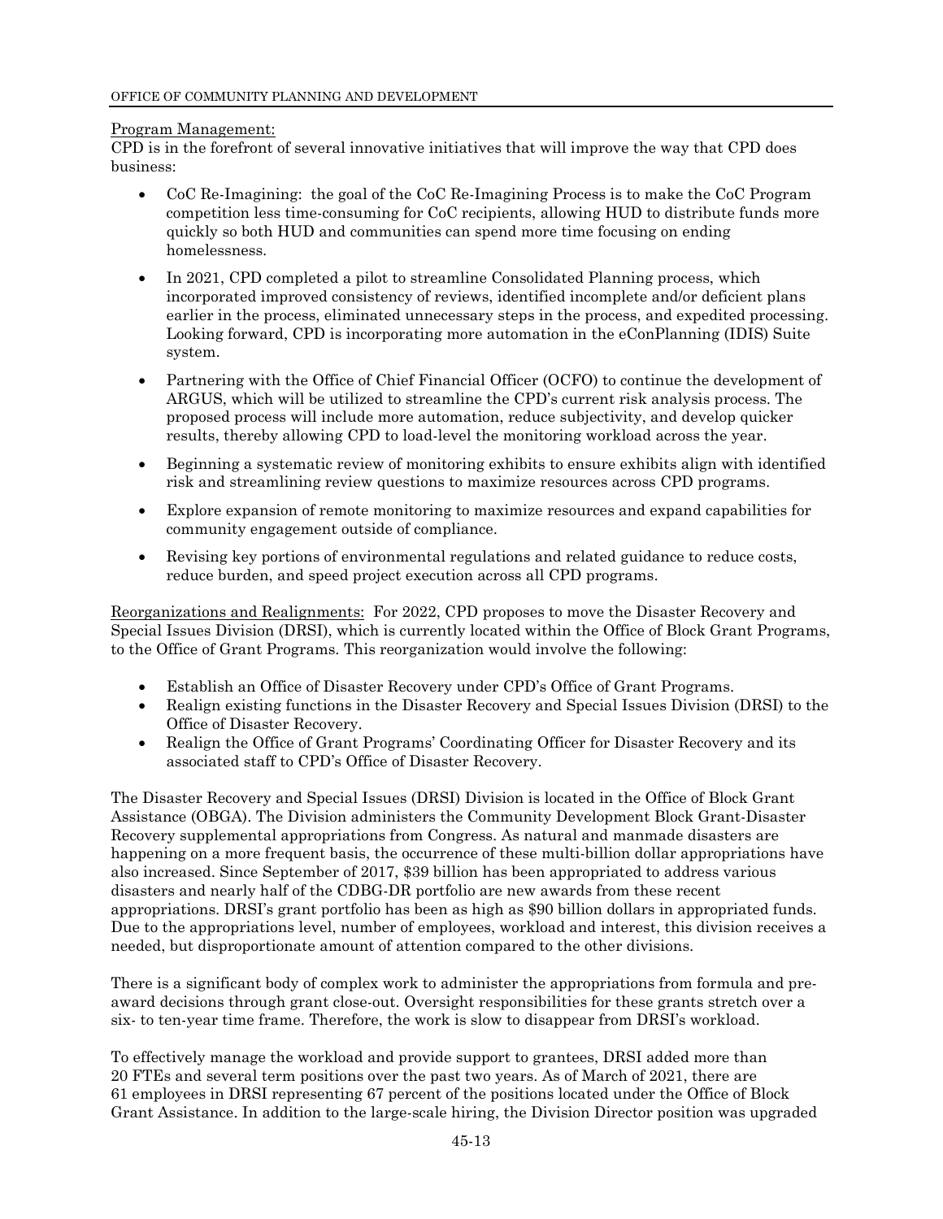Program Management:
CPD is in the forefront of several innovative initiatives that will improve the way that CPD does business:

- CoC Re-Imagining: the goal of the CoC Re-Imagining Process is to make the CoC Program competition less time-consuming for CoC recipients, allowing HUD to distribute funds more quickly so both HUD and communities can spend more time focusing on ending homelessness.
- In 2021, CPD completed a pilot to streamline Consolidated Planning process, which incorporated improved consistency of reviews, identified incomplete and/or deficient plans earlier in the process, eliminated unnecessary steps in the process, and expedited processing. Looking forward, CPD is incorporating more automation in the eConPlanning (IDIS) Suite system.
- Partnering with the Office of Chief Financial Officer (OCFO) to continue the development of ARGUS, which will be utilized to streamline the CPD's current risk analysis process. The proposed process will include more automation, reduce subjectivity, and develop quicker results, thereby allowing CPD to load-level the monitoring workload across the year.
- Beginning a systematic review of monitoring exhibits to ensure exhibits align with identified risk and streamlining review questions to maximize resources across CPD programs.
- Explore expansion of remote monitoring to maximize resources and expand capabilities for community engagement outside of compliance.
- Revising key portions of environmental regulations and related guidance to reduce costs, reduce burden, and speed project execution across all CPD programs.

Reorganizations and Realignments: For 2022, CPD proposes to move the Disaster Recovery and Special Issues Division (DRSI), which is currently located within the Office of Block Grant Programs, to the Office of Grant Programs. This reorganization would involve the following:

- Establish an Office of Disaster Recovery under CPD's Office of Grant Programs.
- Realign existing functions in the Disaster Recovery and Special Issues Division (DRSI) to the Office of Disaster Recovery.
- Realign the Office of Grant Programs' Coordinating Officer for Disaster Recovery and its associated staff to CPD's Office of Disaster Recovery.

The Disaster Recovery and Special Issues (DRSI) Division is located in the Office of Block Grant Assistance (OBGA). The Division administers the Community Development Block Grant-Disaster Recovery supplemental appropriations from Congress. As natural and manmade disasters are happening on a more frequent basis, the occurrence of these multi-billion dollar appropriations have also increased. Since September of 2017, $39 billion has been appropriated to address various disasters and nearly half of the CDBG-DR portfolio are new awards from these recent appropriations. DRSI's grant portfolio has been as high as $90 billion dollars in appropriated funds. Due to the appropriations level, number of employees, workload and interest, this division receives a needed, but disproportionate amount of attention compared to the other divisions.

There is a significant body of complex work to administer the appropriations from formula and pre-award decisions through grant close-out. Oversight responsibilities for these grants stretch over a six- to ten-year time frame. Therefore, the work is slow to disappear from DRSI's workload.

To effectively manage the workload and provide support to grantees, DRSI added more than 20 FTEs and several term positions over the past two years. As of March of 2021, there are 61 employees in DRSI representing 67 percent of the positions located under the Office of Block Grant Assistance. In addition to the large-scale hiring, the Division Director position was upgraded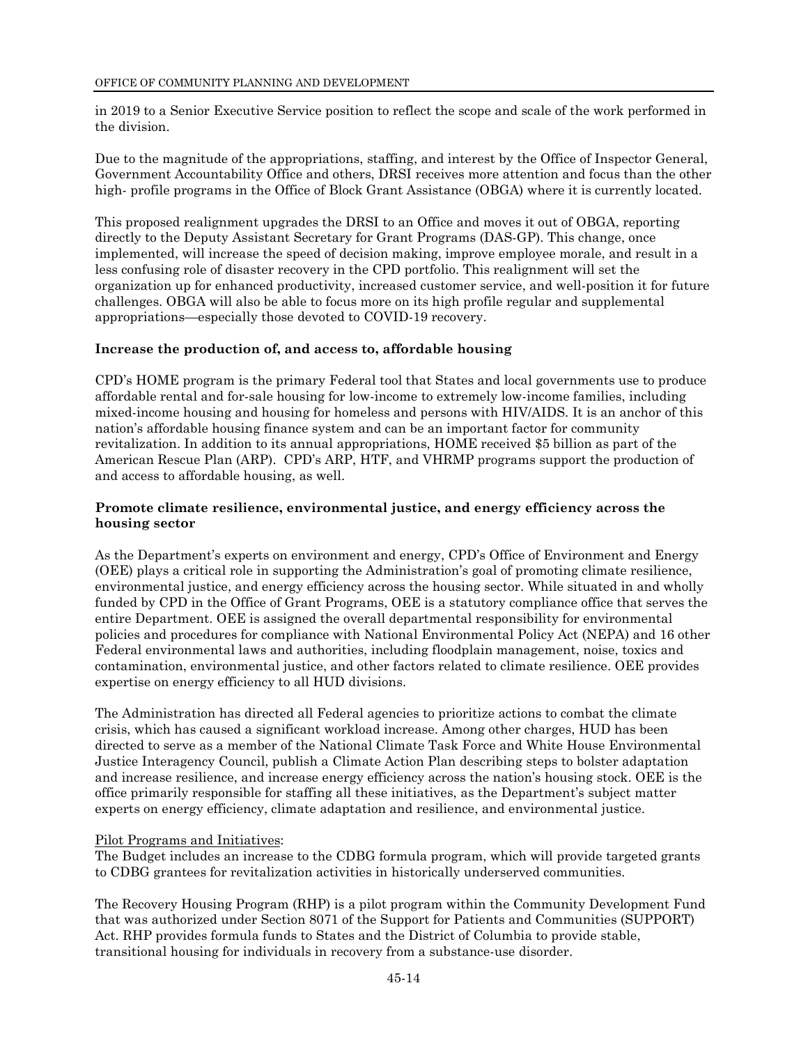in 2019 to a Senior Executive Service position to reflect the scope and scale of the work performed in the division.

Due to the magnitude of the appropriations, staffing, and interest by the Office of Inspector General, Government Accountability Office and others, DRSI receives more attention and focus than the other high- profile programs in the Office of Block Grant Assistance (OBGA) where it is currently located.

This proposed realignment upgrades the DRSI to an Office and moves it out of OBGA, reporting directly to the Deputy Assistant Secretary for Grant Programs (DAS-GP). This change, once implemented, will increase the speed of decision making, improve employee morale, and result in a less confusing role of disaster recovery in the CPD portfolio. This realignment will set the organization up for enhanced productivity, increased customer service, and well-position it for future challenges. OBGA will also be able to focus more on its high profile regular and supplemental appropriations—especially those devoted to COVID-19 recovery.

**Increase the production of, and access to, affordable housing**

CPD's HOME program is the primary Federal tool that States and local governments use to produce affordable rental and for-sale housing for low-income to extremely low-income families, including mixed-income housing and housing for homeless and persons with HIV/AIDS. It is an anchor of this nation's affordable housing finance system and can be an important factor for community revitalization. In addition to its annual appropriations, HOME received $5 billion as part of the American Rescue Plan (ARP). CPD's ARP, HTF, and VHRMP programs support the production of and access to affordable housing, as well.

**Promote climate resilience, environmental justice, and energy efficiency across the housing sector**

As the Department's experts on environment and energy, CPD's Office of Environment and Energy (OEE) plays a critical role in supporting the Administration's goal of promoting climate resilience, environmental justice, and energy efficiency across the housing sector. While situated in and wholly funded by CPD in the Office of Grant Programs, OEE is a statutory compliance office that serves the entire Department. OEE is assigned the overall departmental responsibility for environmental policies and procedures for compliance with National Environmental Policy Act (NEPA) and 16 other Federal environmental laws and authorities, including floodplain management, noise, toxics and contamination, environmental justice, and other factors related to climate resilience. OEE provides expertise on energy efficiency to all HUD divisions.

The Administration has directed all Federal agencies to prioritize actions to combat the climate crisis, which has caused a significant workload increase. Among other charges, HUD has been directed to serve as a member of the National Climate Task Force and White House Environmental Justice Interagency Council, publish a Climate Action Plan describing steps to bolster adaptation and increase resilience, and increase energy efficiency across the nation's housing stock. OEE is the office primarily responsible for staffing all these initiatives, as the Department's subject matter experts on energy efficiency, climate adaptation and resilience, and environmental justice.

Pilot Programs and Initiatives:
The Budget includes an increase to the CDBG formula program, which will provide targeted grants to CDBG grantees for revitalization activities in historically underserved communities.

The Recovery Housing Program (RHP) is a pilot program within the Community Development Fund that was authorized under Section 8071 of the Support for Patients and Communities (SUPPORT) Act. RHP provides formula funds to States and the District of Columbia to provide stable, transitional housing for individuals in recovery from a substance-use disorder.